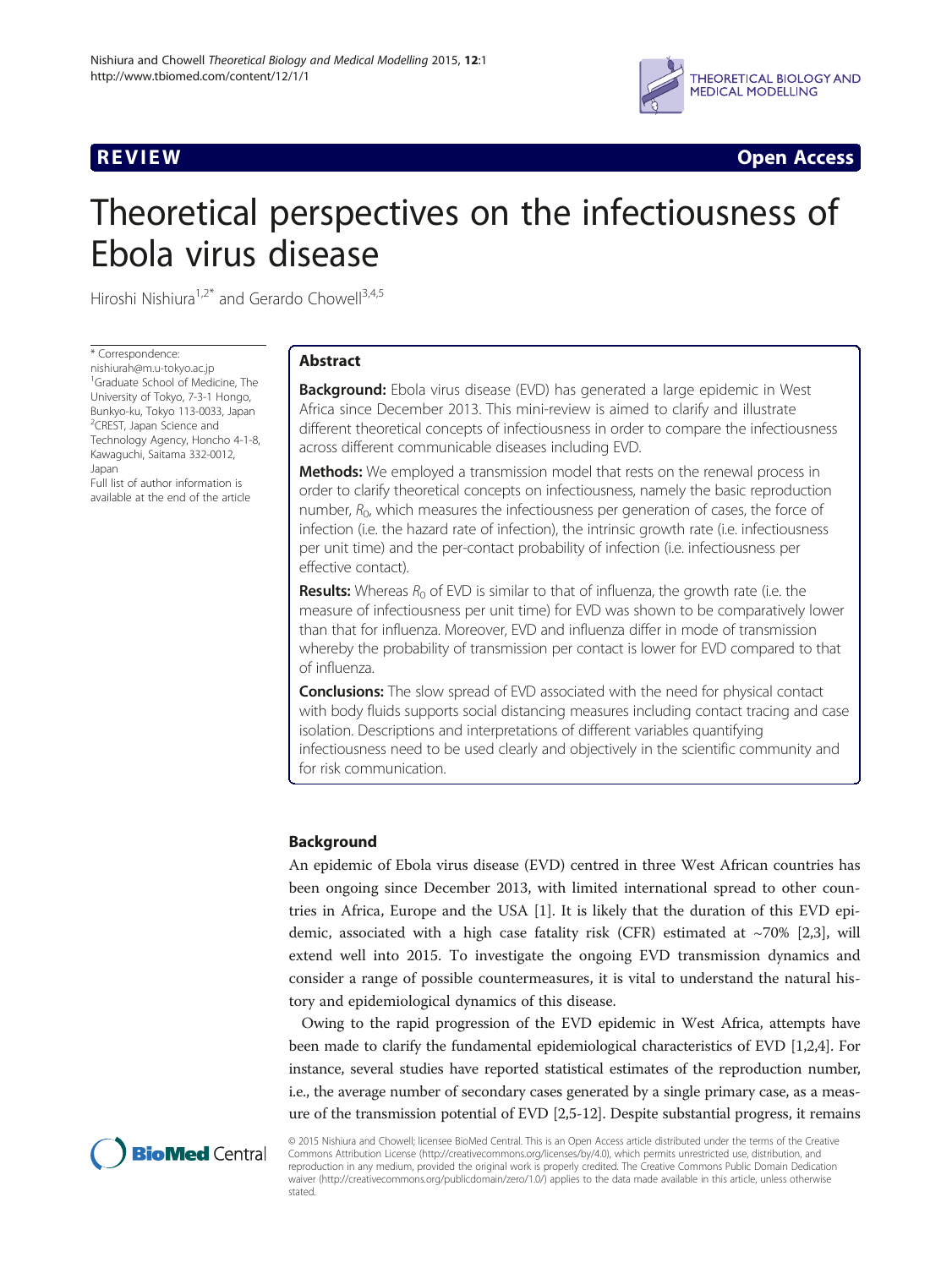REVIEW Open Access

# Theoretical perspectives on the infectiousness of Ebola virus disease

Hiroshi Nishiura[1,2*] and Gerardo Chowell[3,4,5]

\* Correspondence: nishiurah@m.u-tokyo.ac.jp
[1]Graduate School of Medicine, The University of Tokyo, 7-3-1 Hongo, Bunkyo-ku, Tokyo 113-0033, Japan
[2]CREST, Japan Science and Technology Agency, Honcho 4-1-8, Kawaguchi, Saitama 332-0012, Japan
Full list of author information is available at the end of the article

## Abstract

**Background:** Ebola virus disease (EVD) has generated a large epidemic in West Africa since December 2013. This mini-review is aimed to clarify and illustrate different theoretical concepts of infectiousness in order to compare the infectiousness across different communicable diseases including EVD.

**Methods:** We employed a transmission model that rests on the renewal process in order to clarify theoretical concepts on infectiousness, namely the basic reproduction number, $R_0$, which measures the infectiousness per generation of cases, the force of infection (i.e. the hazard rate of infection), the intrinsic growth rate (i.e. infectiousness per unit time) and the per-contact probability of infection (i.e. infectiousness per effective contact).

**Results:** Whereas $R_0$ of EVD is similar to that of influenza, the growth rate (i.e. the measure of infectiousness per unit time) for EVD was shown to be comparatively lower than that for influenza. Moreover, EVD and influenza differ in mode of transmission whereby the probability of transmission per contact is lower for EVD compared to that of influenza.

**Conclusions:** The slow spread of EVD associated with the need for physical contact with body fluids supports social distancing measures including contact tracing and case isolation. Descriptions and interpretations of different variables quantifying infectiousness need to be used clearly and objectively in the scientific community and for risk communication.

## Background

An epidemic of Ebola virus disease (EVD) centred in three West African countries has been ongoing since December 2013, with limited international spread to other countries in Africa, Europe and the USA [1]. It is likely that the duration of this EVD epidemic, associated with a high case fatality risk (CFR) estimated at ~70% [2,3], will extend well into 2015. To investigate the ongoing EVD transmission dynamics and consider a range of possible countermeasures, it is vital to understand the natural history and epidemiological dynamics of this disease.

Owing to the rapid progression of the EVD epidemic in West Africa, attempts have been made to clarify the fundamental epidemiological characteristics of EVD [1,2,4]. For instance, several studies have reported statistical estimates of the reproduction number, i.e., the average number of secondary cases generated by a single primary case, as a measure of the transmission potential of EVD [2,5-12]. Despite substantial progress, it remains

© 2015 Nishiura and Chowell; licensee BioMed Central. This is an Open Access article distributed under the terms of the Creative Commons Attribution License (http://creativecommons.org/licenses/by/4.0), which permits unrestricted use, distribution, and reproduction in any medium, provided the original work is properly credited. The Creative Commons Public Domain Dedication waiver (http://creativecommons.org/publicdomain/zero/1.0/) applies to the data made available in this article, unless otherwise stated.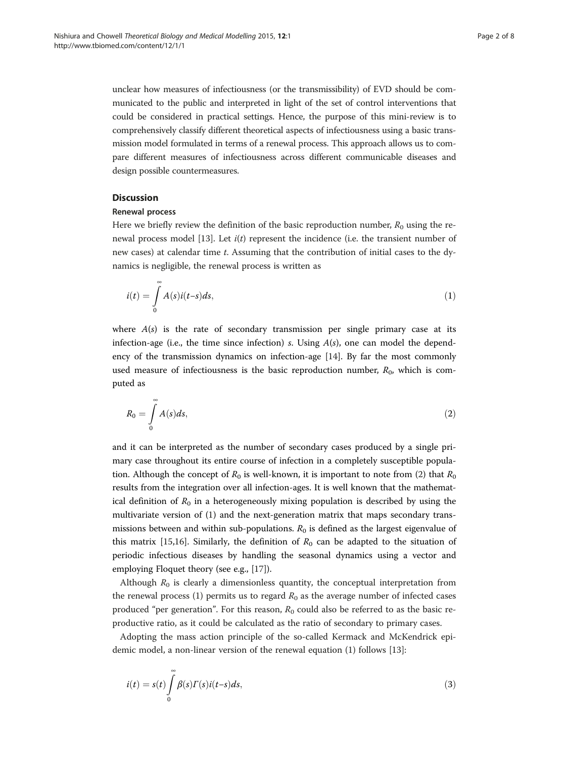unclear how measures of infectiousness (or the transmissibility) of EVD should be communicated to the public and interpreted in light of the set of control interventions that could be considered in practical settings. Hence, the purpose of this mini-review is to comprehensively classify different theoretical aspects of infectiousness using a basic transmission model formulated in terms of a renewal process. This approach allows us to compare different measures of infectiousness across different communicable diseases and design possible countermeasures.

## Discussion

### Renewal process

Here we briefly review the definition of the basic reproduction number, $R_0$ using the renewal process model [13]. Let $i(t)$ represent the incidence (i.e. the transient number of new cases) at calendar time $t$. Assuming that the contribution of initial cases to the dynamics is negligible, the renewal process is written as

$$i(t) = \int_0^\infty A(s) i(t-s) ds, \tag{1}$$

where $A(s)$ is the rate of secondary transmission per single primary case at its infection-age (i.e., the time since infection) $s$. Using $A(s)$, one can model the dependency of the transmission dynamics on infection-age [14]. By far the most commonly used measure of infectiousness is the basic reproduction number, $R_0$, which is computed as

$$R_0 = \int_0^\infty A(s) ds, \tag{2}$$

and it can be interpreted as the number of secondary cases produced by a single primary case throughout its entire course of infection in a completely susceptible population. Although the concept of $R_0$ is well-known, it is important to note from (2) that $R_0$ results from the integration over all infection-ages. It is well known that the mathematical definition of $R_0$ in a heterogeneously mixing population is described by using the multivariate version of (1) and the next-generation matrix that maps secondary transmissions between and within sub-populations. $R_0$ is defined as the largest eigenvalue of this matrix [15,16]. Similarly, the definition of $R_0$ can be adapted to the situation of periodic infectious diseases by handling the seasonal dynamics using a vector and employing Floquet theory (see e.g., [17]).

Although $R_0$ is clearly a dimensionless quantity, the conceptual interpretation from the renewal process (1) permits us to regard $R_0$ as the average number of infected cases produced "per generation". For this reason, $R_0$ could also be referred to as the basic reproductive ratio, as it could be calculated as the ratio of secondary to primary cases.

Adopting the mass action principle of the so-called Kermack and McKendrick epidemic model, a non-linear version of the renewal equation (1) follows [13]:

$$i(t) = s(t) \int_0^\infty \beta(s) \Gamma(s) i(t-s) ds, \tag{3}$$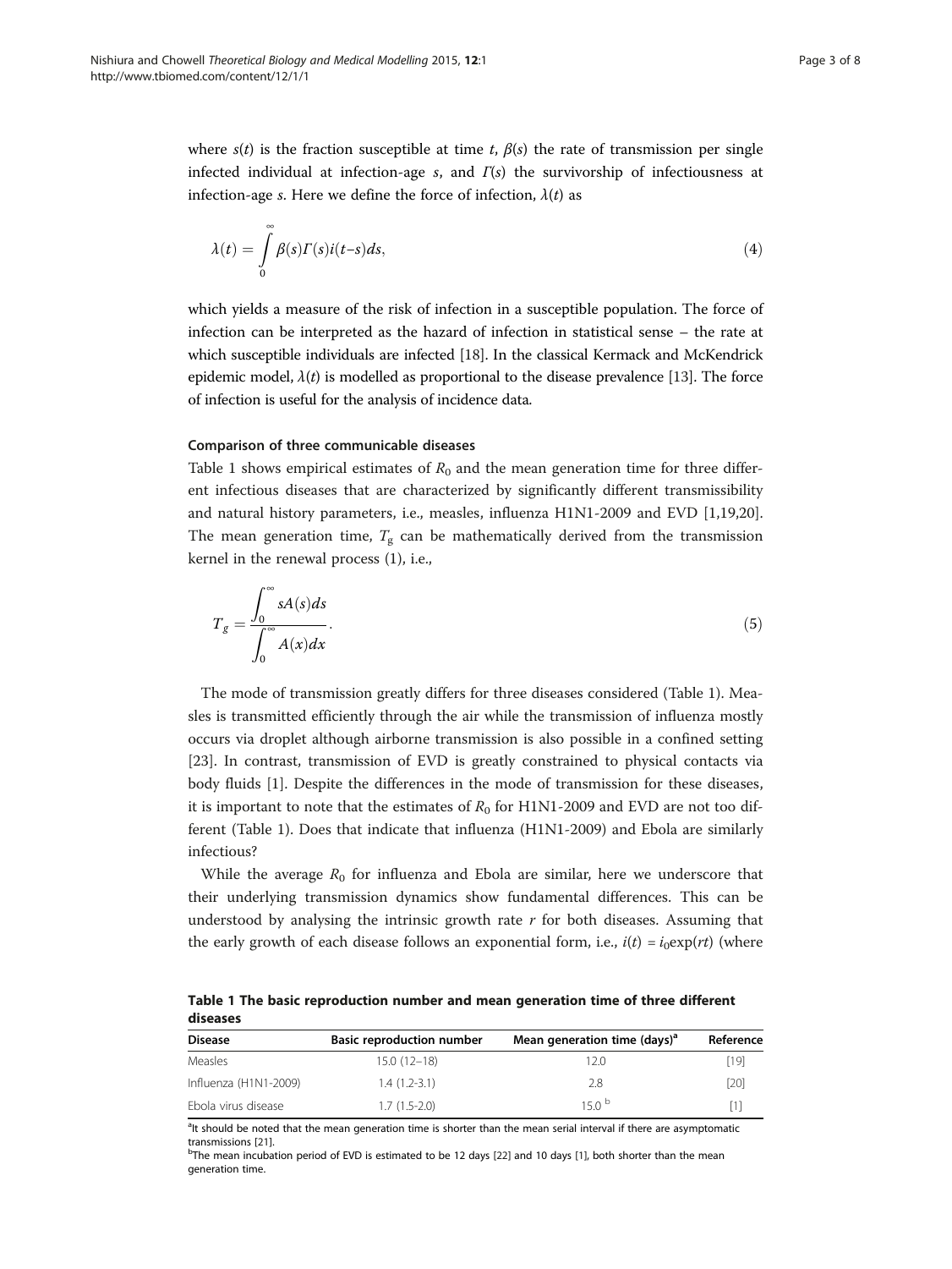where $s(t)$ is the fraction susceptible at time $t$, $\beta(s)$ the rate of transmission per single infected individual at infection-age $s$, and $\Gamma(s)$ the survivorship of infectiousness at infection-age $s$. Here we define the force of infection, $\lambda(t)$ as

$$\lambda(t) = \int_0^\infty \beta(s)\Gamma(s)i(t-s)ds, \tag{4}$$

which yields a measure of the risk of infection in a susceptible population. The force of infection can be interpreted as the hazard of infection in statistical sense – the rate at which susceptible individuals are infected [18]. In the classical Kermack and McKendrick epidemic model, $\lambda(t)$ is modelled as proportional to the disease prevalence [13]. The force of infection is useful for the analysis of incidence data.

#### Comparison of three communicable diseases

Table 1 shows empirical estimates of $R_0$ and the mean generation time for three different infectious diseases that are characterized by significantly different transmissibility and natural history parameters, i.e., measles, influenza H1N1-2009 and EVD [1,19,20]. The mean generation time, $T_g$ can be mathematically derived from the transmission kernel in the renewal process (1), i.e.,

$$T_g = \frac{\int_0^\infty sA(s)ds}{\int_0^\infty A(x)dx}. \tag{5}$$

The mode of transmission greatly differs for three diseases considered (Table 1). Measles is transmitted efficiently through the air while the transmission of influenza mostly occurs via droplet although airborne transmission is also possible in a confined setting [23]. In contrast, transmission of EVD is greatly constrained to physical contacts via body fluids [1]. Despite the differences in the mode of transmission for these diseases, it is important to note that the estimates of $R_0$ for H1N1-2009 and EVD are not too different (Table 1). Does that indicate that influenza (H1N1-2009) and Ebola are similarly infectious?

While the average $R_0$ for influenza and Ebola are similar, here we underscore that their underlying transmission dynamics show fundamental differences. This can be understood by analysing the intrinsic growth rate $r$ for both diseases. Assuming that the early growth of each disease follows an exponential form, i.e., $i(t) = i_0\exp(rt)$ (where

**Table 1 The basic reproduction number and mean generation time of three different diseases**

| Disease | Basic reproduction number | Mean generation time (days)[a] | Reference |
|---|---|---|---|
| Measles | 15.0 (12–18) | 12.0 | [19] |
| Influenza (H1N1-2009) | 1.4 (1.2-3.1) | 2.8 | [20] |
| Ebola virus disease | 1.7 (1.5-2.0) | 15.0 [b] | [1] |

[a]It should be noted that the mean generation time is shorter than the mean serial interval if there are asymptomatic transmissions [21].

[b]The mean incubation period of EVD is estimated to be 12 days [22] and 10 days [1], both shorter than the mean generation time.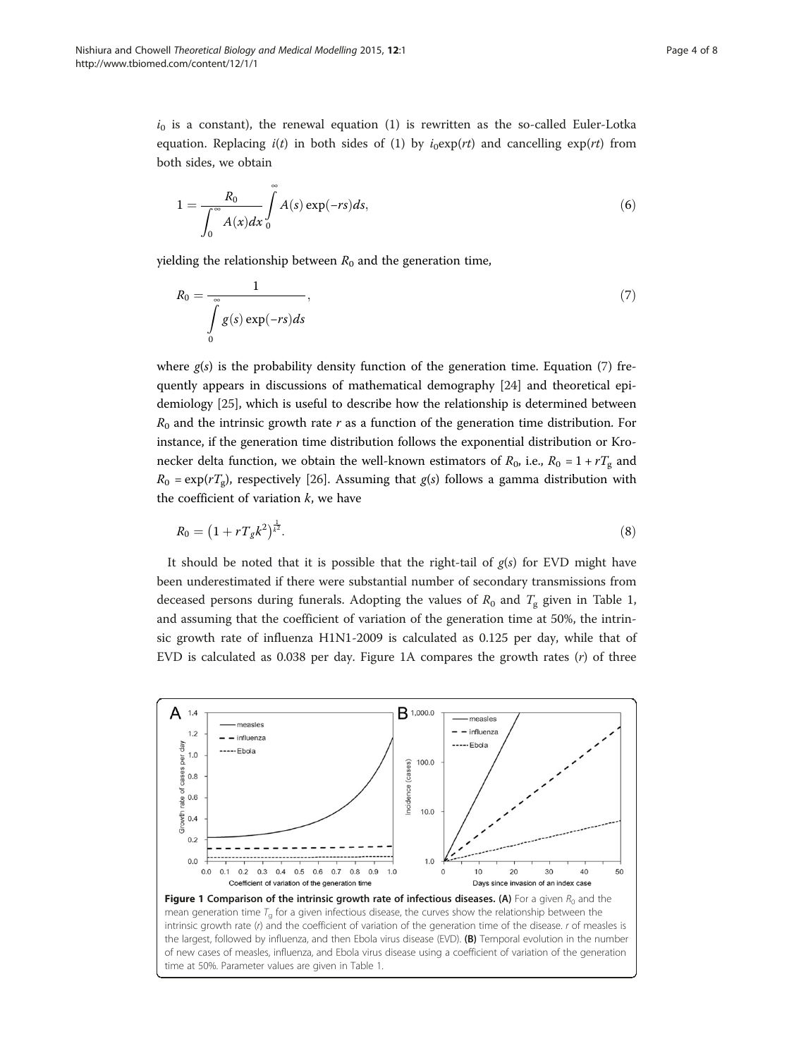$i_0$ is a constant), the renewal equation (1) is rewritten as the so-called Euler-Lotka equation. Replacing $i(t)$ in both sides of (1) by $i_0\exp(rt)$ and cancelling $\exp(rt)$ from both sides, we obtain

$$1 = \frac{R_0}{\int_0^\infty A(x)dx} \int_0^\infty A(s)\exp(-rs)ds, \tag{6}$$

yielding the relationship between $R_0$ and the generation time,

$$R_0 = \frac{1}{\int_0^\infty g(s)\exp(-rs)ds}, \tag{7}$$

where $g(s)$ is the probability density function of the generation time. Equation (7) frequently appears in discussions of mathematical demography [24] and theoretical epidemiology [25], which is useful to describe how the relationship is determined between $R_0$ and the intrinsic growth rate $r$ as a function of the generation time distribution. For instance, if the generation time distribution follows the exponential distribution or Kronecker delta function, we obtain the well-known estimators of $R_0$, i.e., $R_0 = 1 + rT_g$ and $R_0 = \exp(rT_g)$, respectively [26]. Assuming that $g(s)$ follows a gamma distribution with the coefficient of variation $k$, we have

$$R_0 = \left(1 + rT_g k^2\right)^{\frac{1}{k^2}}. \tag{8}$$

It should be noted that it is possible that the right-tail of $g(s)$ for EVD might have been underestimated if there were substantial number of secondary transmissions from deceased persons during funerals. Adopting the values of $R_0$ and $T_g$ given in Table 1, and assuming that the coefficient of variation of the generation time at 50%, the intrinsic growth rate of influenza H1N1-2009 is calculated as 0.125 per day, while that of EVD is calculated as 0.038 per day. Figure 1A compares the growth rates ($r$) of three

**Figure 1 Comparison of the intrinsic growth rate of infectious diseases. (A)** For a given $R_0$ and the mean generation time $T_g$ for a given infectious disease, the curves show the relationship between the intrinsic growth rate ($r$) and the coefficient of variation of the generation time of the disease. $r$ of measles is the largest, followed by influenza, and then Ebola virus disease (EVD). **(B)** Temporal evolution in the number of new cases of measles, influenza, and Ebola virus disease using a coefficient of variation of the generation time at 50%. Parameter values are given in Table 1.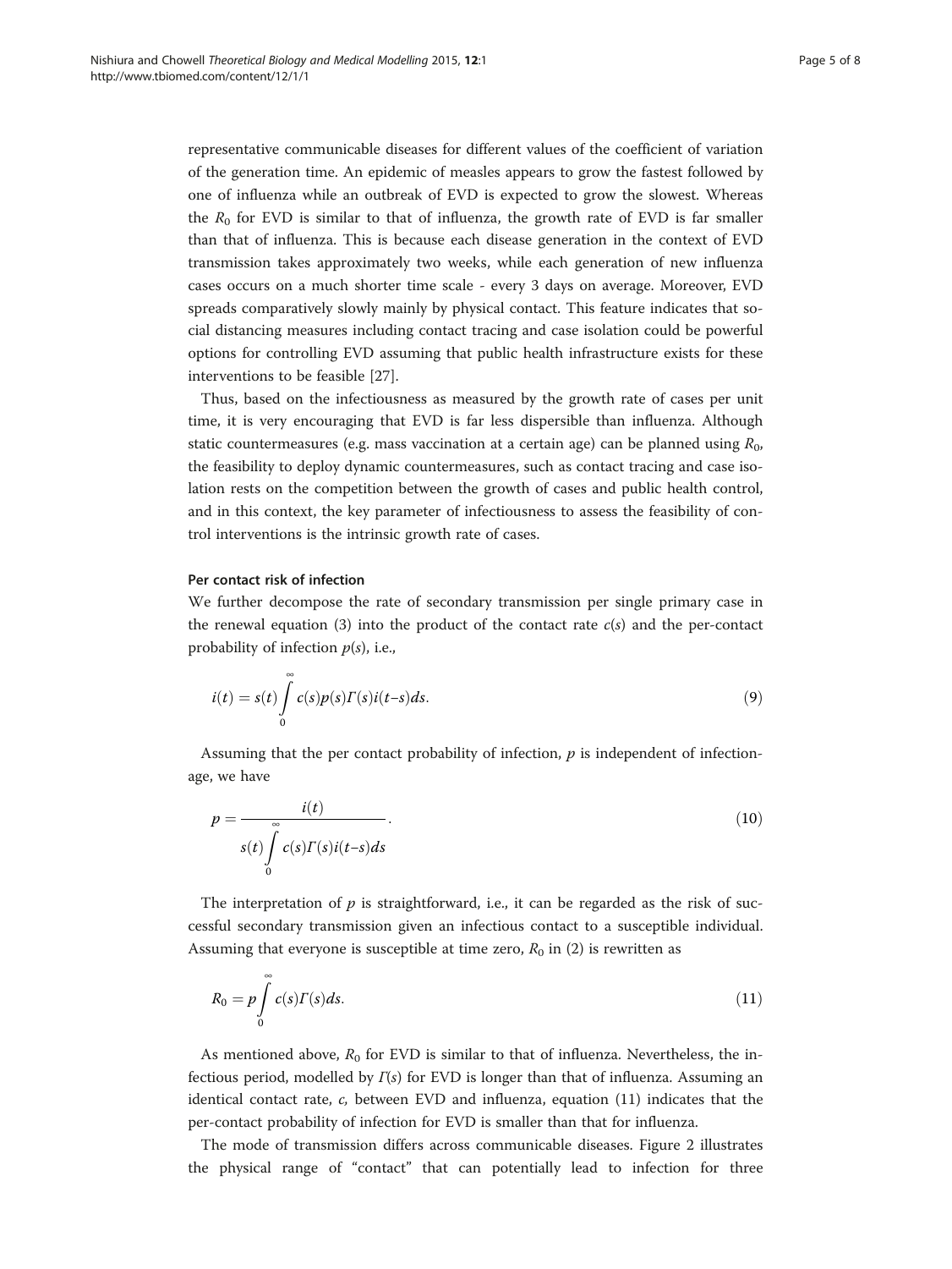representative communicable diseases for different values of the coefficient of variation of the generation time. An epidemic of measles appears to grow the fastest followed by one of influenza while an outbreak of EVD is expected to grow the slowest. Whereas the $R_0$ for EVD is similar to that of influenza, the growth rate of EVD is far smaller than that of influenza. This is because each disease generation in the context of EVD transmission takes approximately two weeks, while each generation of new influenza cases occurs on a much shorter time scale - every 3 days on average. Moreover, EVD spreads comparatively slowly mainly by physical contact. This feature indicates that social distancing measures including contact tracing and case isolation could be powerful options for controlling EVD assuming that public health infrastructure exists for these interventions to be feasible [27].

Thus, based on the infectiousness as measured by the growth rate of cases per unit time, it is very encouraging that EVD is far less dispersible than influenza. Although static countermeasures (e.g. mass vaccination at a certain age) can be planned using $R_0$, the feasibility to deploy dynamic countermeasures, such as contact tracing and case isolation rests on the competition between the growth of cases and public health control, and in this context, the key parameter of infectiousness to assess the feasibility of control interventions is the intrinsic growth rate of cases.

#### Per contact risk of infection

We further decompose the rate of secondary transmission per single primary case in the renewal equation (3) into the product of the contact rate $c(s)$ and the per-contact probability of infection $p(s)$, i.e.,

$$i(t) = s(t)\int_0^\infty c(s)p(s)\Gamma(s)i(t-s)ds. \tag{9}$$

Assuming that the per contact probability of infection, $p$ is independent of infection-age, we have

$$p = \frac{i(t)}{s(t)\int_0^\infty c(s)\Gamma(s)i(t-s)ds}. \tag{10}$$

The interpretation of $p$ is straightforward, i.e., it can be regarded as the risk of successful secondary transmission given an infectious contact to a susceptible individual. Assuming that everyone is susceptible at time zero, $R_0$ in (2) is rewritten as

$$R_0 = p\int_0^\infty c(s)\Gamma(s)ds. \tag{11}$$

As mentioned above, $R_0$ for EVD is similar to that of influenza. Nevertheless, the infectious period, modelled by $\Gamma(s)$ for EVD is longer than that of influenza. Assuming an identical contact rate, $c$, between EVD and influenza, equation (11) indicates that the per-contact probability of infection for EVD is smaller than that for influenza.

The mode of transmission differs across communicable diseases. Figure 2 illustrates the physical range of "contact" that can potentially lead to infection for three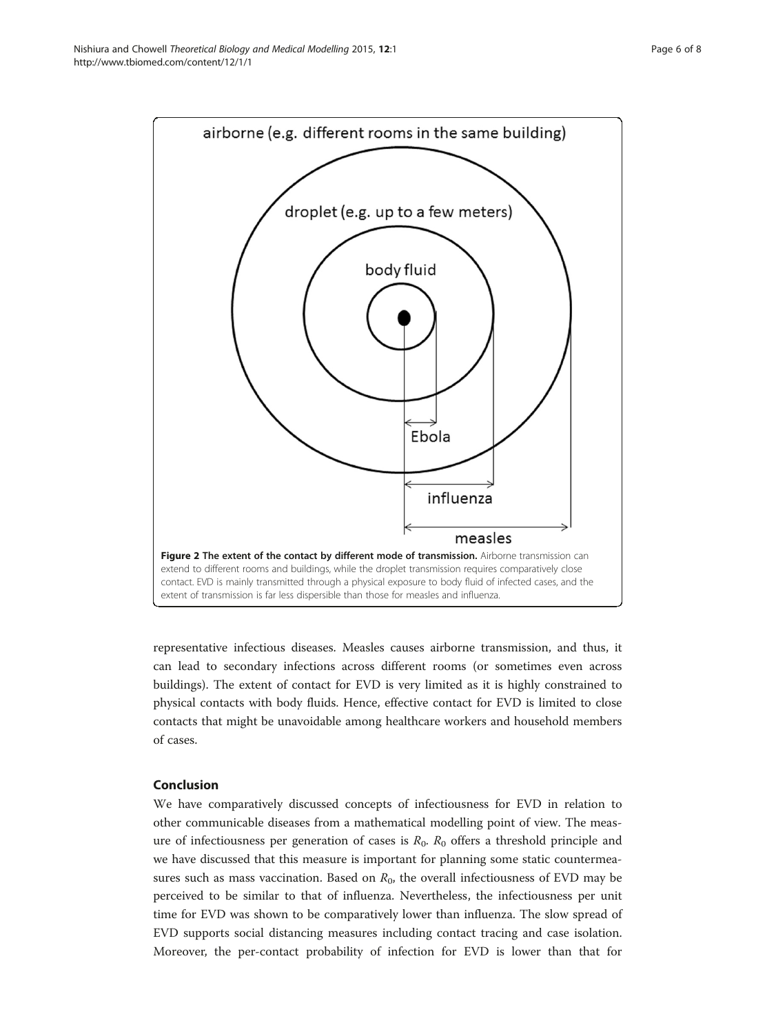airborne (e.g. different rooms in the same building)

droplet (e.g. up to a few meters)

body fluid

Ebola

influenza

measles

**Figure 2 The extent of the contact by different mode of transmission.** Airborne transmission can extend to different rooms and buildings, while the droplet transmission requires comparatively close contact. EVD is mainly transmitted through a physical exposure to body fluid of infected cases, and the extent of transmission is far less dispersible than those for measles and influenza.

representative infectious diseases. Measles causes airborne transmission, and thus, it can lead to secondary infections across different rooms (or sometimes even across buildings). The extent of contact for EVD is very limited as it is highly constrained to physical contacts with body fluids. Hence, effective contact for EVD is limited to close contacts that might be unavoidable among healthcare workers and household members of cases.

## Conclusion

We have comparatively discussed concepts of infectiousness for EVD in relation to other communicable diseases from a mathematical modelling point of view. The measure of infectiousness per generation of cases is $R_0$. $R_0$ offers a threshold principle and we have discussed that this measure is important for planning some static countermeasures such as mass vaccination. Based on $R_0$, the overall infectiousness of EVD may be perceived to be similar to that of influenza. Nevertheless, the infectiousness per unit time for EVD was shown to be comparatively lower than influenza. The slow spread of EVD supports social distancing measures including contact tracing and case isolation. Moreover, the per-contact probability of infection for EVD is lower than that for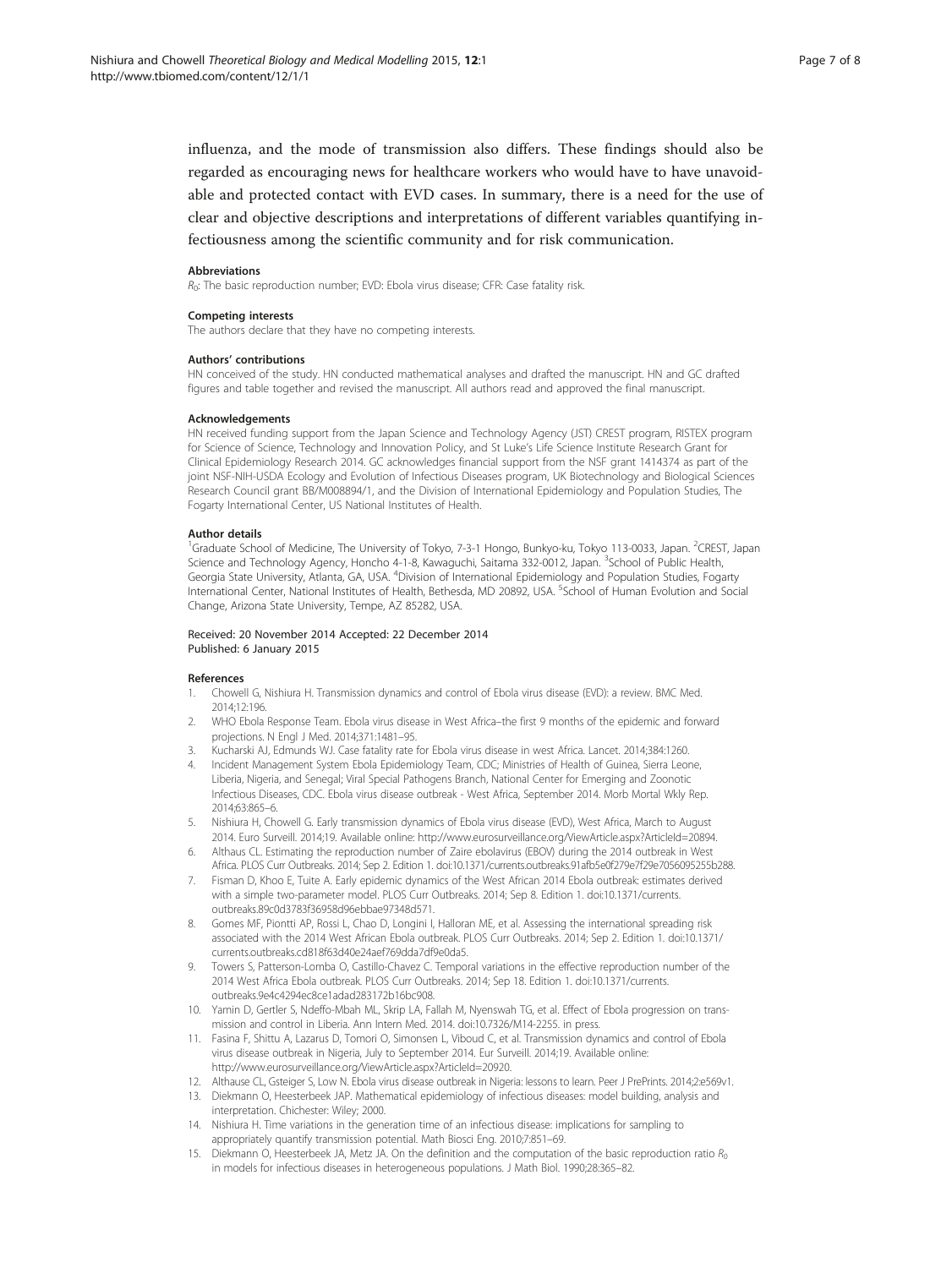influenza, and the mode of transmission also differs. These findings should also be regarded as encouraging news for healthcare workers who would have to have unavoidable and protected contact with EVD cases. In summary, there is a need for the use of clear and objective descriptions and interpretations of different variables quantifying infectiousness among the scientific community and for risk communication.

#### Abbreviations

$R_0$: The basic reproduction number; EVD: Ebola virus disease; CFR: Case fatality risk.

#### Competing interests

The authors declare that they have no competing interests.

#### Authors' contributions

HN conceived of the study. HN conducted mathematical analyses and drafted the manuscript. HN and GC drafted figures and table together and revised the manuscript. All authors read and approved the final manuscript.

#### Acknowledgements

HN received funding support from the Japan Science and Technology Agency (JST) CREST program, RISTEX program for Science of Science, Technology and Innovation Policy, and St Luke's Life Science Institute Research Grant for Clinical Epidemiology Research 2014. GC acknowledges financial support from the NSF grant 1414374 as part of the joint NSF-NIH-USDA Ecology and Evolution of Infectious Diseases program, UK Biotechnology and Biological Sciences Research Council grant BB/M008894/1, and the Division of International Epidemiology and Population Studies, The Fogarty International Center, US National Institutes of Health.

#### Author details

[1]Graduate School of Medicine, The University of Tokyo, 7-3-1 Hongo, Bunkyo-ku, Tokyo 113-0033, Japan. [2]CREST, Japan Science and Technology Agency, Honcho 4-1-8, Kawaguchi, Saitama 332-0012, Japan. [3]School of Public Health, Georgia State University, Atlanta, GA, USA. [4]Division of International Epidemiology and Population Studies, Fogarty International Center, National Institutes of Health, Bethesda, MD 20892, USA. [5]School of Human Evolution and Social Change, Arizona State University, Tempe, AZ 85282, USA.

Received: 20 November 2014 Accepted: 22 December 2014
Published: 6 January 2015

#### References

1. Chowell G, Nishiura H. Transmission dynamics and control of Ebola virus disease (EVD): a review. BMC Med. 2014;12:196.
2. WHO Ebola Response Team. Ebola virus disease in West Africa–the first 9 months of the epidemic and forward projections. N Engl J Med. 2014;371:1481–95.
3. Kucharski AJ, Edmunds WJ. Case fatality rate for Ebola virus disease in west Africa. Lancet. 2014;384:1260.
4. Incident Management System Ebola Epidemiology Team, CDC; Ministries of Health of Guinea, Sierra Leone, Liberia, Nigeria, and Senegal; Viral Special Pathogens Branch, National Center for Emerging and Zoonotic Infectious Diseases, CDC. Ebola virus disease outbreak - West Africa, September 2014. Morb Mortal Wkly Rep. 2014;63:865–6.
5. Nishiura H, Chowell G. Early transmission dynamics of Ebola virus disease (EVD), West Africa, March to August 2014. Euro Surveill. 2014;19. Available online: http://www.eurosurveillance.org/ViewArticle.aspx?ArticleId=20894.
6. Althaus CL. Estimating the reproduction number of Zaire ebolavirus (EBOV) during the 2014 outbreak in West Africa. PLOS Curr Outbreaks. 2014; Sep 2. Edition 1. doi:10.1371/currents.outbreaks.91afb5e0f279e7f29e7056095255b288.
7. Fisman D, Khoo E, Tuite A. Early epidemic dynamics of the West African 2014 Ebola outbreak: estimates derived with a simple two-parameter model. PLOS Curr Outbreaks. 2014; Sep 8. Edition 1. doi:10.1371/currents.outbreaks.89c0d3783f36958d96ebbae97348d571.
8. Gomes MF, Piontti AP, Rossi L, Chao D, Longini I, Halloran ME, et al. Assessing the international spreading risk associated with the 2014 West African Ebola outbreak. PLOS Curr Outbreaks. 2014; Sep 2. Edition 1. doi:10.1371/currents.outbreaks.cd818f63d40e24aef769dda7df9e0da5.
9. Towers S, Patterson-Lomba O, Castillo-Chavez C. Temporal variations in the effective reproduction number of the 2014 West Africa Ebola outbreak. PLOS Curr Outbreaks. 2014; Sep 18. Edition 1. doi:10.1371/currents.outbreaks.9e4c4294ec8ce1adad283172b16bc908.
10. Yamin D, Gertler S, Ndeffo-Mbah ML, Skrip LA, Fallah M, Nyenswah TG, et al. Effect of Ebola progression on transmission and control in Liberia. Ann Intern Med. 2014. doi:10.7326/M14-2255. in press.
11. Fasina F, Shittu A, Lazarus D, Tomori O, Simonsen L, Viboud C, et al. Transmission dynamics and control of Ebola virus disease outbreak in Nigeria, July to September 2014. Eur Surveill. 2014;19. Available online: http://www.eurosurveillance.org/ViewArticle.aspx?ArticleId=20920.
12. Althause CL, Gsteiger S, Low N. Ebola virus disease outbreak in Nigeria: lessons to learn. Peer J PrePrints. 2014;2:e569v1.
13. Diekmann O, Heesterbeek JAP. Mathematical epidemiology of infectious diseases: model building, analysis and interpretation. Chichester: Wiley; 2000.
14. Nishiura H. Time variations in the generation time of an infectious disease: implications for sampling to appropriately quantify transmission potential. Math Biosci Eng. 2010;7:851–69.
15. Diekmann O, Heesterbeek JA, Metz JA. On the definition and the computation of the basic reproduction ratio $R_0$ in models for infectious diseases in heterogeneous populations. J Math Biol. 1990;28:365–82.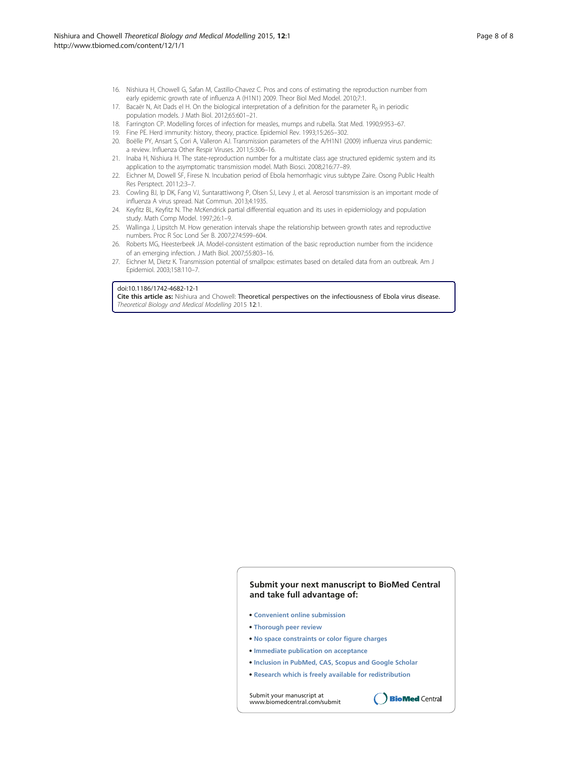16. Nishiura H, Chowell G, Safan M, Castillo-Chavez C. Pros and cons of estimating the reproduction number from early epidemic growth rate of influenza A (H1N1) 2009. Theor Biol Med Model. 2010;7:1.
17. Bacaër N, Ait Dads el H. On the biological interpretation of a definition for the parameter $R_0$ in periodic population models. J Math Biol. 2012;65:601–21.
18. Farrington CP. Modelling forces of infection for measles, mumps and rubella. Stat Med. 1990;9:953–67.
19. Fine PE. Herd immunity: history, theory, practice. Epidemiol Rev. 1993;15:265–302.
20. Boëlle PY, Ansart S, Cori A, Valleron AJ. Transmission parameters of the A/H1N1 (2009) influenza virus pandemic: a review. Influenza Other Respir Viruses. 2011;5:306–16.
21. Inaba H, Nishiura H. The state-reproduction number for a multistate class age structured epidemic system and its application to the asymptomatic transmission model. Math Biosci. 2008;216:77–89.
22. Eichner M, Dowell SF, Firese N. Incubation period of Ebola hemorrhagic virus subtype Zaire. Osong Public Health Res Persptect. 2011;2:3–7.
23. Cowling BJ, Ip DK, Fang VJ, Suntarattiwong P, Olsen SJ, Levy J, et al. Aerosol transmission is an important mode of influenza A virus spread. Nat Commun. 2013;4:1935.
24. Keyfitz BL, Keyfitz N. The McKendrick partial differential equation and its uses in epidemiology and population study. Math Comp Model. 1997;26:1–9.
25. Wallinga J, Lipsitch M. How generation intervals shape the relationship between growth rates and reproductive numbers. Proc R Soc Lond Ser B. 2007;274:599–604.
26. Roberts MG, Heesterbeek JA. Model-consistent estimation of the basic reproduction number from the incidence of an emerging infection. J Math Biol. 2007;55:803–16.
27. Eichner M, Dietz K. Transmission potential of smallpox: estimates based on detailed data from an outbreak. Am J Epidemiol. 2003;158:110–7.

doi:10.1186/1742-4682-12-1

**Cite this article as:** Nishiura and Chowell: Theoretical perspectives on the infectiousness of Ebola virus disease. *Theoretical Biology and Medical Modelling* 2015 **12**:1.

**Submit your next manuscript to BioMed Central and take full advantage of:**

- **Convenient online submission**
- **Thorough peer review**
- **No space constraints or color figure charges**
- **Immediate publication on acceptance**
- **Inclusion in PubMed, CAS, Scopus and Google Scholar**
- **Research which is freely available for redistribution**

Submit your manuscript at
www.biomedcentral.com/submit

BioMed Central